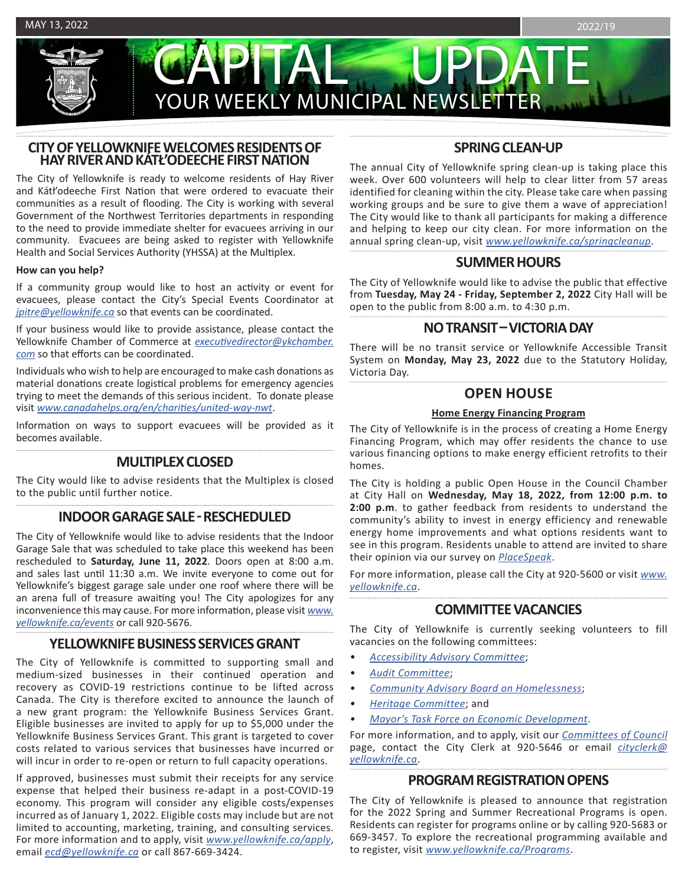MAY 13, 2022 | 2022/19

# CAPITAL UPDATE

YOUR WEEKLY MUNICIPAL NEWSLETTER

## CITY OF YELLOWKNIFE WELCOMES RESIDENTS OF HAY RIVER AND KÁTŁ'ODEECHE FIRST NATION

The City of Yellowknife is ready to welcome residents of Hay River and Kátł'odeeche First Nation that were ordered to evacuate their communities as a result of flooding. The City is working with several Government of the Northwest Territories departments in responding to the need to provide immediate shelter for evacuees arriving in our community. Evacuees are being asked to register with Yellowknife Health and Social Services Authority (YHSSA) at the Multiplex.

**How can you help?**

If a community group would like to host an activity or event for evacuees, please contact the City's Special Events Coordinator at *jpitre@yellowknife.ca* so that events can be coordinated.

If your business would like to provide assistance, please contact the Yellowknife Chamber of Commerce at *executivedirector@ykchamber.com* so that efforts can be coordinated.

Individuals who wish to help are encouraged to make cash donations as material donations create logistical problems for emergency agencies trying to meet the demands of this serious incident. To donate please visit *www.canadahelps.org/en/charities/united-way-nwt*.

Information on ways to support evacuees will be provided as it becomes available.

## MULTIPLEX CLOSED

The City would like to advise residents that the Multiplex is closed to the public until further notice.

## INDOOR GARAGE SALE - RESCHEDULED

The City of Yellowknife would like to advise residents that the Indoor Garage Sale that was scheduled to take place this weekend has been rescheduled to **Saturday, June 11, 2022**. Doors open at 8:00 a.m. and sales last until 11:30 a.m. We invite everyone to come out for Yellowknife's biggest garage sale under one roof where there will be an arena full of treasure awaiting you! The City apologizes for any inconvenience this may cause. For more information, please visit *www.yellowknife.ca/events* or call 920-5676.

## YELLOWKNIFE BUSINESS SERVICES GRANT

The City of Yellowknife is committed to supporting small and medium-sized businesses in their continued operation and recovery as COVID-19 restrictions continue to be lifted across Canada. The City is therefore excited to announce the launch of a new grant program: the Yellowknife Business Services Grant. Eligible businesses are invited to apply for up to $5,000 under the Yellowknife Business Services Grant. This grant is targeted to cover costs related to various services that businesses have incurred or will incur in order to re-open or return to full capacity operations.

If approved, businesses must submit their receipts for any service expense that helped their business re-adapt in a post-COVID-19 economy. This program will consider any eligible costs/expenses incurred as of January 1, 2022. Eligible costs may include but are not limited to accounting, marketing, training, and consulting services. For more information and to apply, visit *www.yellowknife.ca/apply*, email *ecd@yellowknife.ca* or call 867-669-3424.

## SPRING CLEAN-UP

The annual City of Yellowknife spring clean-up is taking place this week. Over 600 volunteers will help to clear litter from 57 areas identified for cleaning within the city. Please take care when passing working groups and be sure to give them a wave of appreciation! The City would like to thank all participants for making a difference and helping to keep our city clean. For more information on the annual spring clean-up, visit *www.yellowknife.ca/springcleanup*.

## SUMMER HOURS

The City of Yellowknife would like to advise the public that effective from **Tuesday, May 24 - Friday, September 2, 2022** City Hall will be open to the public from 8:00 a.m. to 4:30 p.m.

## NO TRANSIT – VICTORIA DAY

There will be no transit service or Yellowknife Accessible Transit System on **Monday, May 23, 2022** due to the Statutory Holiday, Victoria Day.

## OPEN HOUSE

**Home Energy Financing Program**

The City of Yellowknife is in the process of creating a Home Energy Financing Program, which may offer residents the chance to use various financing options to make energy efficient retrofits to their homes.

The City is holding a public Open House in the Council Chamber at City Hall on **Wednesday, May 18, 2022, from 12:00 p.m. to 2:00 p.m**. to gather feedback from residents to understand the community's ability to invest in energy efficiency and renewable energy home improvements and what options residents want to see in this program. Residents unable to attend are invited to share their opinion via our survey on *PlaceSpeak*.

For more information, please call the City at 920-5600 or visit *www.yellowknife.ca*.

## COMMITTEE VACANCIES

The City of Yellowknife is currently seeking volunteers to fill vacancies on the following committees:

- *Accessibility Advisory Committee*;
- *Audit Committee*;
- *Community Advisory Board on Homelessness*;
- *Heritage Committee*; and
- *Mayor's Task Force on Economic Development*.

For more information, and to apply, visit our *Committees of Council* page, contact the City Clerk at 920-5646 or email *cityclerk@yellowknife.ca*.

## PROGRAM REGISTRATION OPENS

The City of Yellowknife is pleased to announce that registration for the 2022 Spring and Summer Recreational Programs is open. Residents can register for programs online or by calling 920-5683 or 669-3457. To explore the recreational programming available and to register, visit *www.yellowknife.ca/Programs*.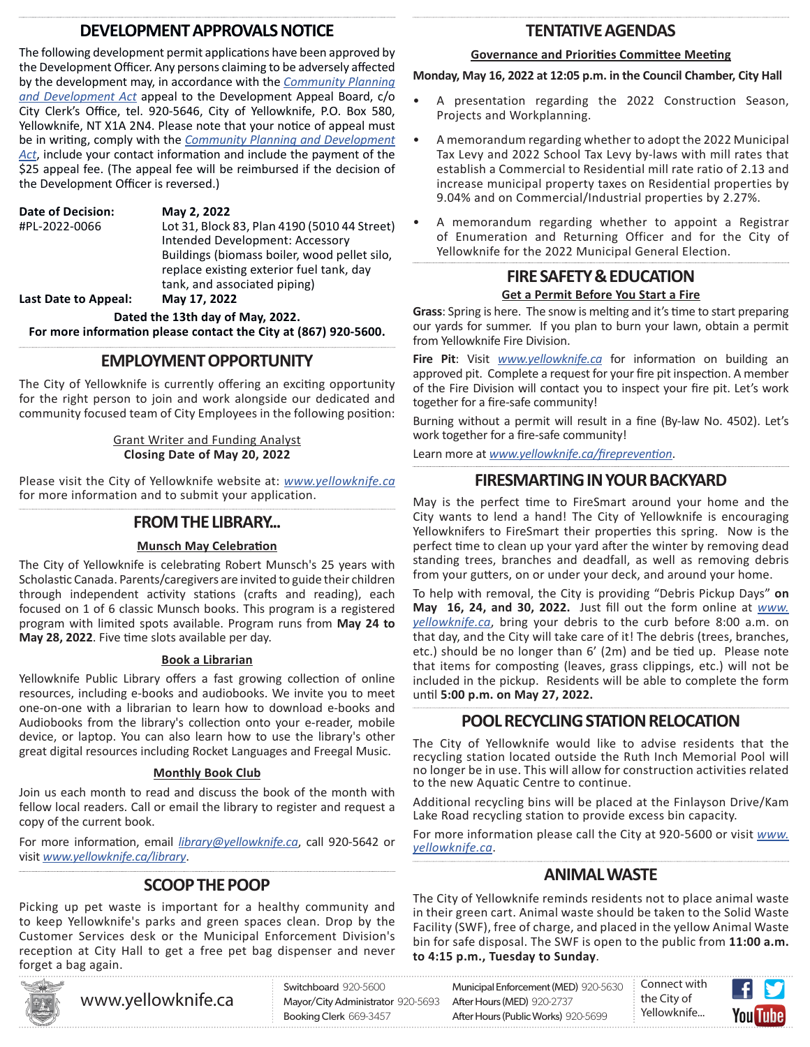## DEVELOPMENT APPROVALS NOTICE

The following development permit applications have been approved by the Development Officer. Any persons claiming to be adversely affected by the development may, in accordance with the *Community Planning and Development Act* appeal to the Development Appeal Board, c/o City Clerk's Office, tel. 920-5646, City of Yellowknife, P.O. Box 580, Yellowknife, NT X1A 2N4. Please note that your notice of appeal must be in writing, comply with the *Community Planning and Development Act*, include your contact information and include the payment of the $25 appeal fee. (The appeal fee will be reimbursed if the decision of the Development Officer is reversed.)

| | |
|---|---|
| **Date of Decision:** | **May 2, 2022** |
| #PL-2022-0066 | Lot 31, Block 83, Plan 4190 (5010 44 Street) Intended Development: Accessory Buildings (biomass boiler, wood pellet silo, replace existing exterior fuel tank, day tank, and associated piping) |
| **Last Date to Appeal:** | **May 17, 2022** |

**Dated the 13th day of May, 2022.**
**For more information please contact the City at (867) 920-5600.**

## EMPLOYMENT OPPORTUNITY

The City of Yellowknife is currently offering an exciting opportunity for the right person to join and work alongside our dedicated and community focused team of City Employees in the following position:

Grant Writer and Funding Analyst
**Closing Date of May 20, 2022**

Please visit the City of Yellowknife website at: *www.yellowknife.ca* for more information and to submit your application.

## FROM THE LIBRARY...

### Munsch May Celebration

The City of Yellowknife is celebrating Robert Munsch's 25 years with Scholastic Canada. Parents/caregivers are invited to guide their children through independent activity stations (crafts and reading), each focused on 1 of 6 classic Munsch books. This program is a registered program with limited spots available. Program runs from **May 24 to May 28, 2022**. Five time slots available per day.

### Book a Librarian

Yellowknife Public Library offers a fast growing collection of online resources, including e-books and audiobooks. We invite you to meet one-on-one with a librarian to learn how to download e-books and Audiobooks from the library's collection onto your e-reader, mobile device, or laptop. You can also learn how to use the library's other great digital resources including Rocket Languages and Freegal Music.

### Monthly Book Club

Join us each month to read and discuss the book of the month with fellow local readers. Call or email the library to register and request a copy of the current book.

For more information, email *library@yellowknife.ca*, call 920-5642 or visit *www.yellowknife.ca/library*.

## SCOOP THE POOP

Picking up pet waste is important for a healthy community and to keep Yellowknife's parks and green spaces clean. Drop by the Customer Services desk or the Municipal Enforcement Division's reception at City Hall to get a free pet bag dispenser and never forget a bag again.

## TENTATIVE AGENDAS

### Governance and Priorities Committee Meeting

**Monday, May 16, 2022 at 12:05 p.m. in the Council Chamber, City Hall**

- A presentation regarding the 2022 Construction Season, Projects and Workplanning.
- A memorandum regarding whether to adopt the 2022 Municipal Tax Levy and 2022 School Tax Levy by-laws with mill rates that establish a Commercial to Residential mill rate ratio of 2.13 and increase municipal property taxes on Residential properties by 9.04% and on Commercial/Industrial properties by 2.27%.
- A memorandum regarding whether to appoint a Registrar of Enumeration and Returning Officer and for the City of Yellowknife for the 2022 Municipal General Election.

## FIRE SAFETY & EDUCATION

### Get a Permit Before You Start a Fire

**Grass**: Spring is here. The snow is melting and it's time to start preparing our yards for summer. If you plan to burn your lawn, obtain a permit from Yellowknife Fire Division.

**Fire Pit**: Visit *www.yellowknife.ca* for information on building an approved pit. Complete a request for your fire pit inspection. A member of the Fire Division will contact you to inspect your fire pit. Let's work together for a fire-safe community!

Burning without a permit will result in a fine (By-law No. 4502). Let's work together for a fire-safe community!

Learn more at *www.yellowknife.ca/fireprevention*.

## FIRESMARTING IN YOUR BACKYARD

May is the perfect time to FireSmart around your home and the City wants to lend a hand! The City of Yellowknife is encouraging Yellowknifers to FireSmart their properties this spring. Now is the perfect time to clean up your yard after the winter by removing dead standing trees, branches and deadfall, as well as removing debris from your gutters, on or under your deck, and around your home.

To help with removal, the City is providing "Debris Pickup Days" **on May 16, 24, and 30, 2022.** Just fill out the form online at *www.yellowknife.ca*, bring your debris to the curb before 8:00 a.m. on that day, and the City will take care of it! The debris (trees, branches, etc.) should be no longer than 6' (2m) and be tied up. Please note that items for composting (leaves, grass clippings, etc.) will not be included in the pickup. Residents will be able to complete the form until **5:00 p.m. on May 27, 2022.**

## POOL RECYCLING STATION RELOCATION

The City of Yellowknife would like to advise residents that the recycling station located outside the Ruth Inch Memorial Pool will no longer be in use. This will allow for construction activities related to the new Aquatic Centre to continue.

Additional recycling bins will be placed at the Finlayson Drive/Kam Lake Road recycling station to provide excess bin capacity.

For more information please call the City at 920-5600 or visit *www.yellowknife.ca*.

## ANIMAL WASTE

The City of Yellowknife reminds residents not to place animal waste in their green cart. Animal waste should be taken to the Solid Waste Facility (SWF), free of charge, and placed in the yellow Animal Waste bin for safe disposal. The SWF is open to the public from **11:00 a.m. to 4:15 p.m., Tuesday to Sunday**.

www.yellowknife.ca

Switchboard 920-5600
Mayor/City Administrator 920-5693
Booking Clerk 669-3457
Municipal Enforcement (MED) 920-5630
After Hours (MED) 920-2737
After Hours (Public Works) 920-5699

Connect with the City of Yellowknife...